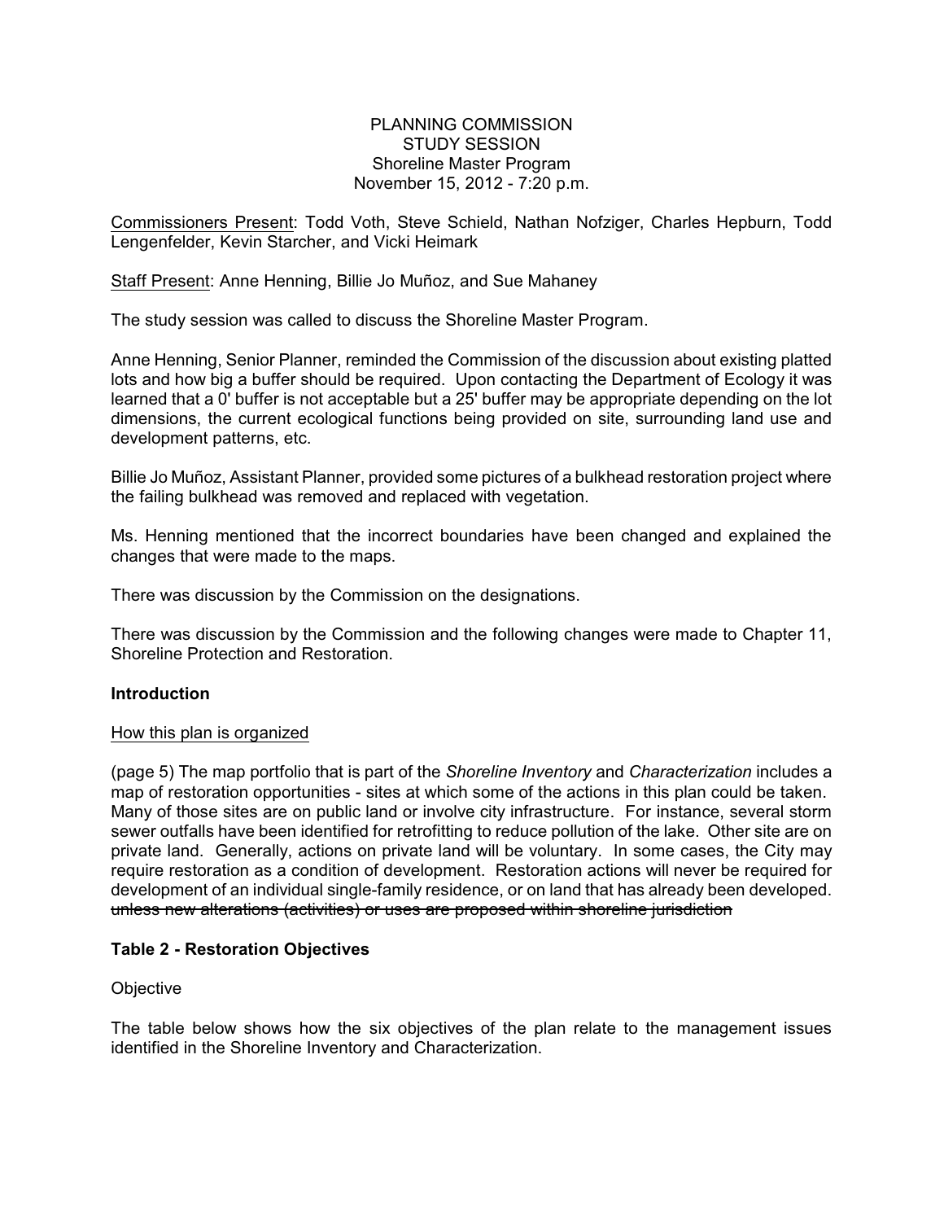PLANNING COMMISSION
STUDY SESSION
Shoreline Master Program
November 15, 2012 - 7:20 p.m.

<u>Commissioners Present</u>: Todd Voth, Steve Schield, Nathan Nofziger, Charles Hepburn, Todd Lengenfelder, Kevin Starcher, and Vicki Heimark

<u>Staff Present</u>: Anne Henning, Billie Jo Muñoz, and Sue Mahaney

The study session was called to discuss the Shoreline Master Program.

Anne Henning, Senior Planner, reminded the Commission of the discussion about existing platted lots and how big a buffer should be required. Upon contacting the Department of Ecology it was learned that a 0' buffer is not acceptable but a 25' buffer may be appropriate depending on the lot dimensions, the current ecological functions being provided on site, surrounding land use and development patterns, etc.

Billie Jo Muñoz, Assistant Planner, provided some pictures of a bulkhead restoration project where the failing bulkhead was removed and replaced with vegetation.

Ms. Henning mentioned that the incorrect boundaries have been changed and explained the changes that were made to the maps.

There was discussion by the Commission on the designations.

There was discussion by the Commission and the following changes were made to Chapter 11, Shoreline Protection and Restoration.

**Introduction**

<u>How this plan is organized</u>

(page 5) The map portfolio that is part of the *Shoreline Inventory* and *Characterization* includes a map of restoration opportunities - sites at which some of the actions in this plan could be taken. Many of those sites are on public land or involve city infrastructure. For instance, several storm sewer outfalls have been identified for retrofitting to reduce pollution of the lake. Other site are on private land. Generally, actions on private land will be voluntary. In some cases, the City may require restoration as a condition of development. Restoration actions will never be required for development of an individual single-family residence, or on land that has already been developed. ~~unless new alterations (activities) or uses are proposed within shoreline jurisdiction~~

**Table 2 - Restoration Objectives**

Objective

The table below shows how the six objectives of the plan relate to the management issues identified in the Shoreline Inventory and Characterization.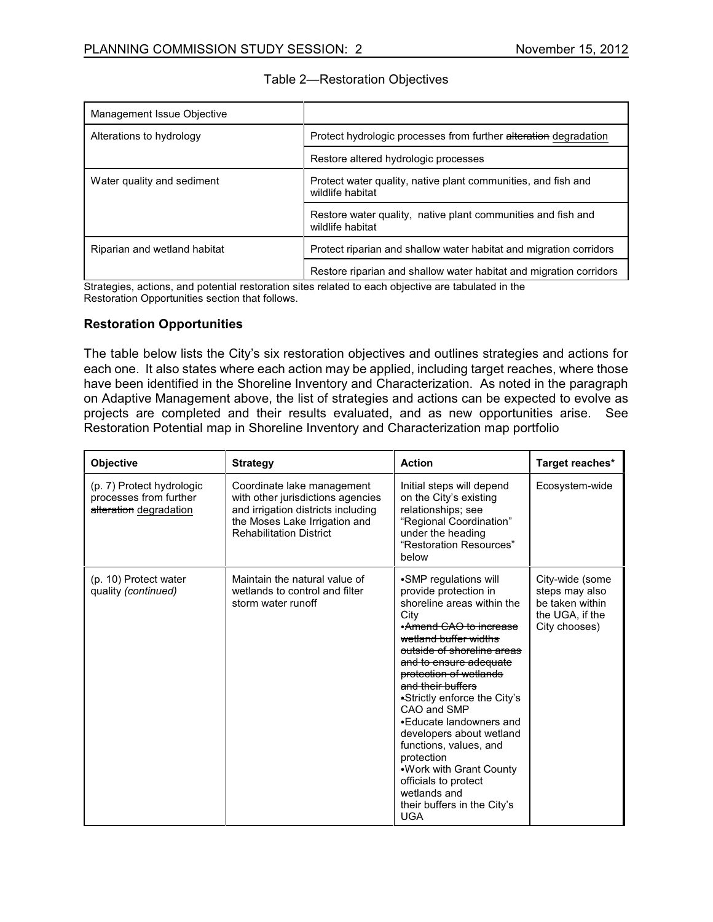Table 2—Restoration Objectives

| Management Issue Objective | |
|---|---|
| Alterations to hydrology | Protect hydrologic processes from further ~~alteration~~ <u>degradation</u> |
| | Restore altered hydrologic processes |
| Water quality and sediment | Protect water quality, native plant communities, and fish and wildlife habitat |
| | Restore water quality, native plant communities and fish and wildlife habitat |
| Riparian and wetland habitat | Protect riparian and shallow water habitat and migration corridors |
| | Restore riparian and shallow water habitat and migration corridors |

Strategies, actions, and potential restoration sites related to each objective are tabulated in the Restoration Opportunities section that follows.

### Restoration Opportunities

The table below lists the City's six restoration objectives and outlines strategies and actions for each one. It also states where each action may be applied, including target reaches, where those have been identified in the Shoreline Inventory and Characterization. As noted in the paragraph on Adaptive Management above, the list of strategies and actions can be expected to evolve as projects are completed and their results evaluated, and as new opportunities arise. See Restoration Potential map in Shoreline Inventory and Characterization map portfolio

| Objective | Strategy | Action | Target reaches* |
|---|---|---|---|
| (p. 7) Protect hydrologic processes from further ~~alteration~~ <u>degradation</u> | Coordinate lake management with other jurisdictions agencies and irrigation districts including the Moses Lake Irrigation and Rehabilitation District | Initial steps will depend on the City's existing relationships; see "Regional Coordination" under the heading "Restoration Resources" below | Ecosystem-wide |
| (p. 10) Protect water quality *(continued)* | Maintain the natural value of wetlands to control and filter storm water runoff | •SMP regulations will provide protection in shoreline areas within the City<br>~~•Amend CAO to increase wetland buffer widths outside of shoreline areas and to ensure adequate protection of wetlands and their buffers~~<br>•Strictly enforce the City's CAO and SMP<br>•Educate landowners and developers about wetland functions, values, and protection<br>•Work with Grant County officials to protect wetlands and their buffers in the City's UGA | City-wide (some steps may also be taken within the UGA, if the City chooses) |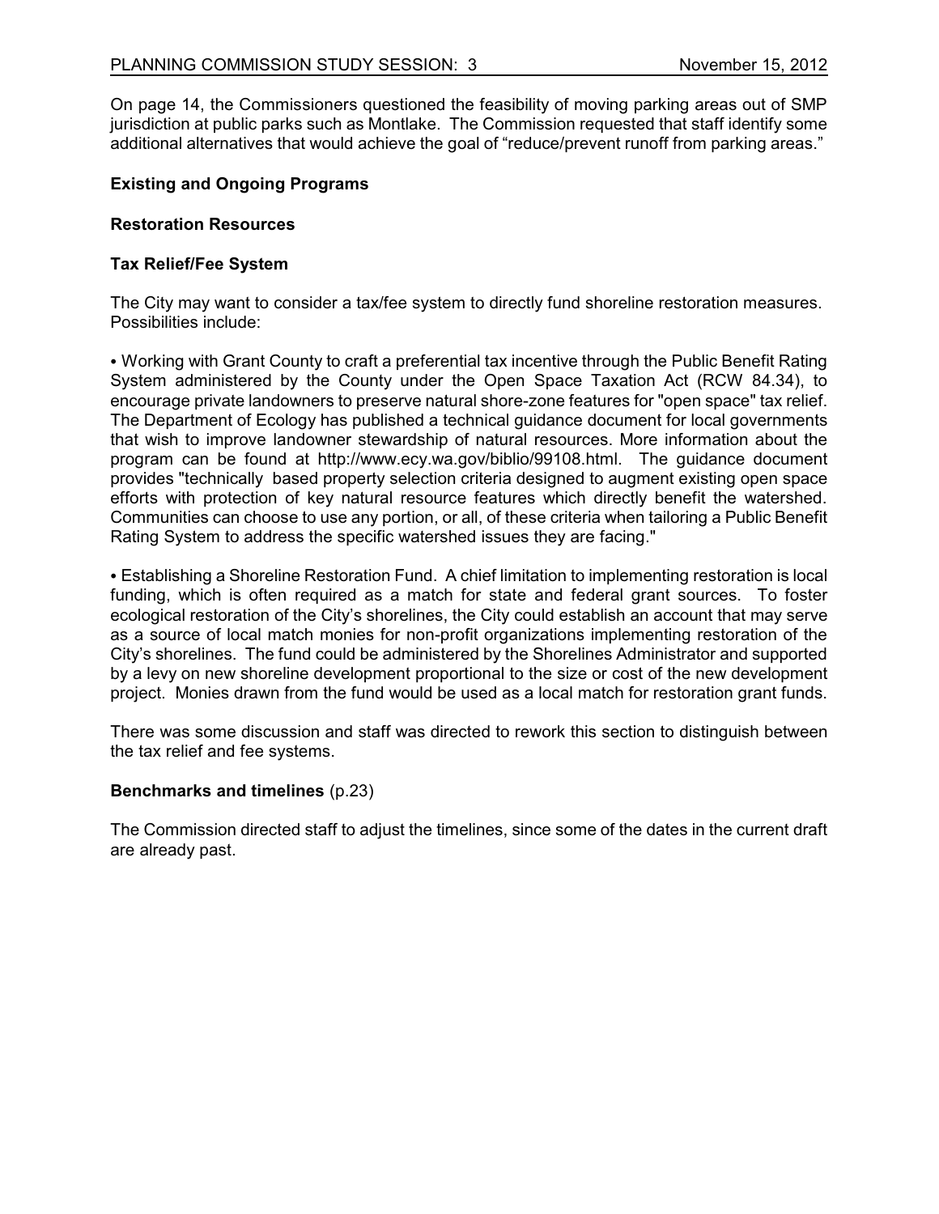On page 14, the Commissioners questioned the feasibility of moving parking areas out of SMP jurisdiction at public parks such as Montlake. The Commission requested that staff identify some additional alternatives that would achieve the goal of "reduce/prevent runoff from parking areas."

**Existing and Ongoing Programs**

**Restoration Resources**

**Tax Relief/Fee System**

The City may want to consider a tax/fee system to directly fund shoreline restoration measures. Possibilities include:

• Working with Grant County to craft a preferential tax incentive through the Public Benefit Rating System administered by the County under the Open Space Taxation Act (RCW 84.34), to encourage private landowners to preserve natural shore-zone features for "open space" tax relief. The Department of Ecology has published a technical guidance document for local governments that wish to improve landowner stewardship of natural resources. More information about the program can be found at http://www.ecy.wa.gov/biblio/99108.html. The guidance document provides "technically based property selection criteria designed to augment existing open space efforts with protection of key natural resource features which directly benefit the watershed. Communities can choose to use any portion, or all, of these criteria when tailoring a Public Benefit Rating System to address the specific watershed issues they are facing."

• Establishing a Shoreline Restoration Fund. A chief limitation to implementing restoration is local funding, which is often required as a match for state and federal grant sources. To foster ecological restoration of the City's shorelines, the City could establish an account that may serve as a source of local match monies for non-profit organizations implementing restoration of the City's shorelines. The fund could be administered by the Shorelines Administrator and supported by a levy on new shoreline development proportional to the size or cost of the new development project. Monies drawn from the fund would be used as a local match for restoration grant funds.

There was some discussion and staff was directed to rework this section to distinguish between the tax relief and fee systems.

**Benchmarks and timelines** (p.23)

The Commission directed staff to adjust the timelines, since some of the dates in the current draft are already past.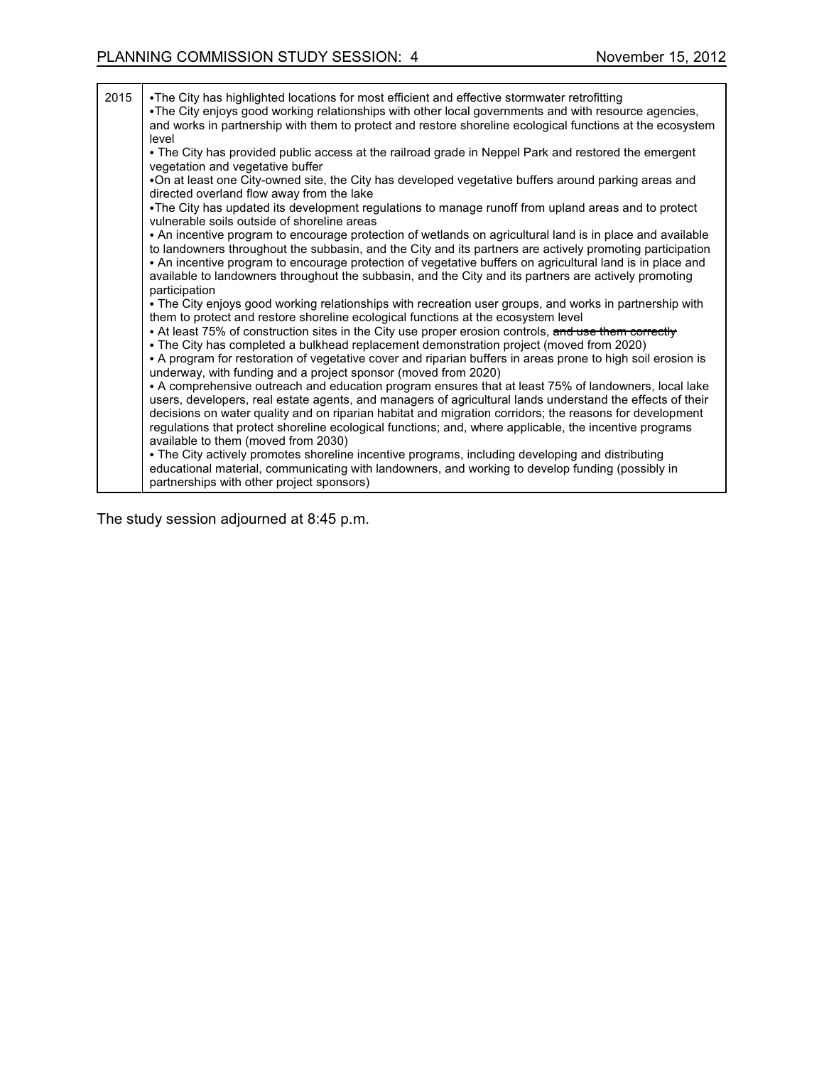| | |
|---|---|
| 2015 | •The City has highlighted locations for most efficient and effective stormwater retrofitting<br>•The City enjoys good working relationships with other local governments and with resource agencies, and works in partnership with them to protect and restore shoreline ecological functions at the ecosystem level<br>• The City has provided public access at the railroad grade in Neppel Park and restored the emergent vegetation and vegetative buffer<br>•On at least one City-owned site, the City has developed vegetative buffers around parking areas and directed overland flow away from the lake<br>•The City has updated its development regulations to manage runoff from upland areas and to protect vulnerable soils outside of shoreline areas<br>• An incentive program to encourage protection of wetlands on agricultural land is in place and available to landowners throughout the subbasin, and the City and its partners are actively promoting participation<br>• An incentive program to encourage protection of vegetative buffers on agricultural land is in place and available to landowners throughout the subbasin, and the City and its partners are actively promoting participation<br>• The City enjoys good working relationships with recreation user groups, and works in partnership with them to protect and restore shoreline ecological functions at the ecosystem level<br>• At least 75% of construction sites in the City use proper erosion controls, ~~and use them correctly~~<br>• The City has completed a bulkhead replacement demonstration project (moved from 2020)<br>• A program for restoration of vegetative cover and riparian buffers in areas prone to high soil erosion is underway, with funding and a project sponsor (moved from 2020)<br>• A comprehensive outreach and education program ensures that at least 75% of landowners, local lake users, developers, real estate agents, and managers of agricultural lands understand the effects of their decisions on water quality and on riparian habitat and migration corridors; the reasons for development regulations that protect shoreline ecological functions; and, where applicable, the incentive programs available to them (moved from 2030)<br>• The City actively promotes shoreline incentive programs, including developing and distributing educational material, communicating with landowners, and working to develop funding (possibly in partnerships with other project sponsors) |

The study session adjourned at 8:45 p.m.